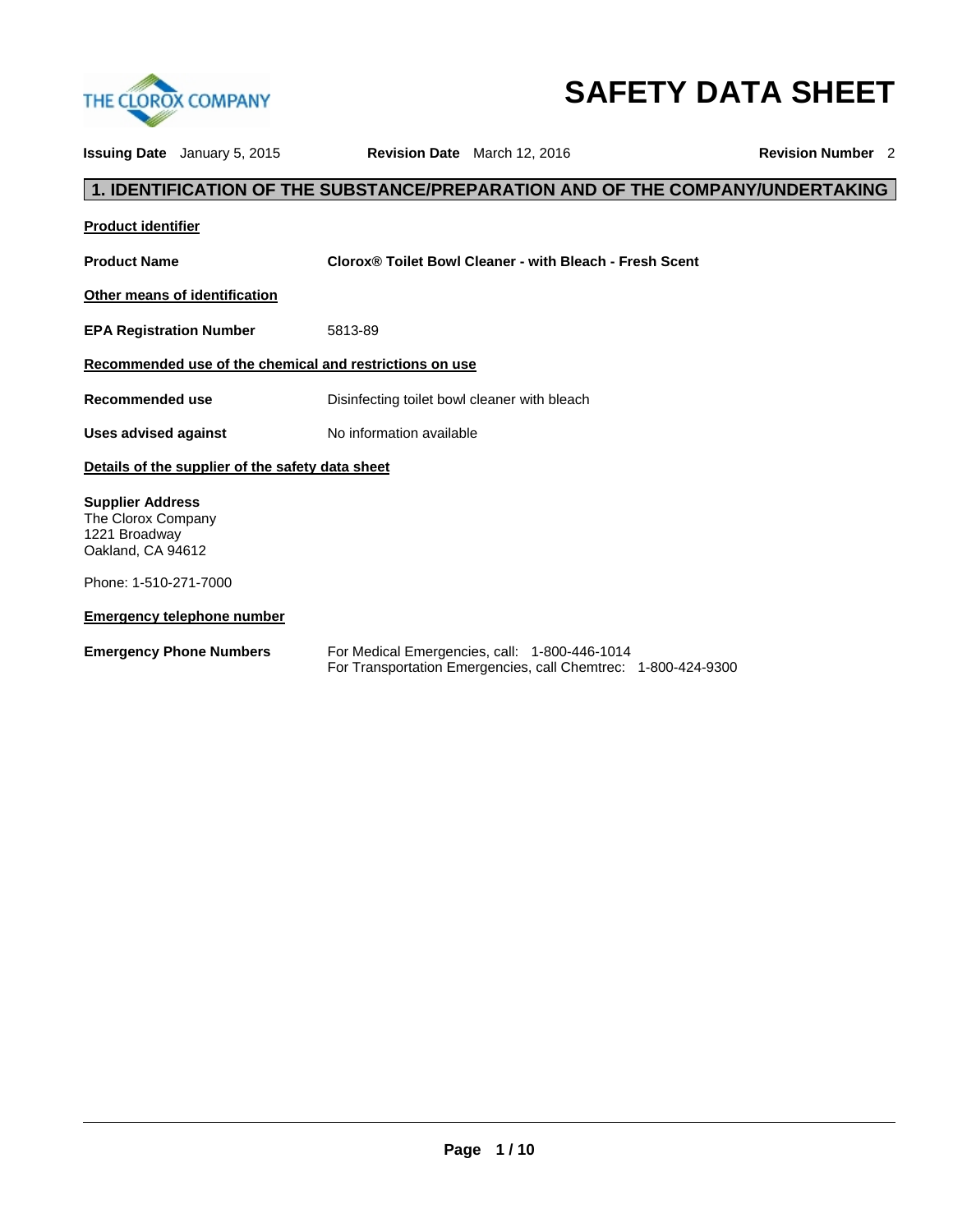# SAFETY DATA SHEET

**Issuing Date** January 5, 2015 **Revision Date** March 12, 2016 **Revision Number** 2

## 1. IDENTIFICATION OF THE SUBSTANCE/PREPARATION AND OF THE COMPANY/UNDERTAKING

**Product identifier**

**Product Name** **Clorox® Toilet Bowl Cleaner - with Bleach - Fresh Scent**

**Other means of identification**

**EPA Registration Number** 5813-89

**Recommended use of the chemical and restrictions on use**

**Recommended use** Disinfecting toilet bowl cleaner with bleach

**Uses advised against** No information available

**Details of the supplier of the safety data sheet**

**Supplier Address**
The Clorox Company
1221 Broadway
Oakland, CA 94612

Phone: 1-510-271-7000

**Emergency telephone number**

**Emergency Phone Numbers** For Medical Emergencies, call: 1-800-446-1014
For Transportation Emergencies, call Chemtrec: 1-800-424-9300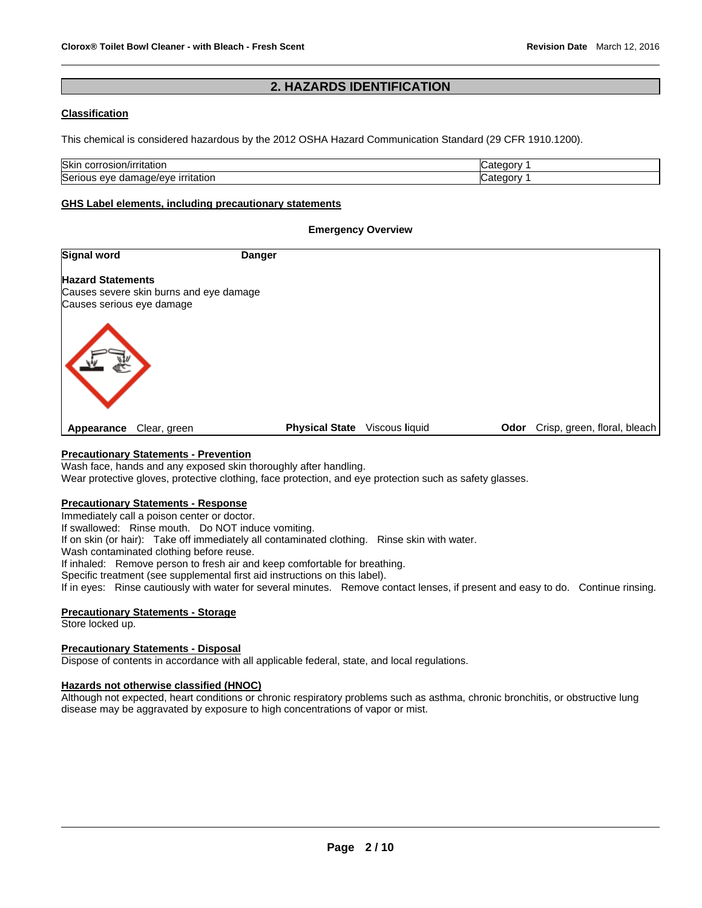## 2. HAZARDS IDENTIFICATION

**Classification**

This chemical is considered hazardous by the 2012 OSHA Hazard Communication Standard (29 CFR 1910.1200).

| Skin corrosion/irritation | Category 1 |
|---|---|
| Serious eye damage/eye irritation | Category 1 |

**GHS Label elements, including precautionary statements**

**Emergency Overview**

**Signal word** **Danger**

**Hazard Statements**
Causes severe skin burns and eye damage
Causes serious eye damage

**Appearance** Clear, green **Physical State** Viscous liquid **Odor** Crisp, green, floral, bleach

**Precautionary Statements - Prevention**
Wash face, hands and any exposed skin thoroughly after handling.
Wear protective gloves, protective clothing, face protection, and eye protection such as safety glasses.

**Precautionary Statements - Response**
Immediately call a poison center or doctor.
If swallowed: Rinse mouth. Do NOT induce vomiting.
If on skin (or hair): Take off immediately all contaminated clothing. Rinse skin with water.
Wash contaminated clothing before reuse.
If inhaled: Remove person to fresh air and keep comfortable for breathing.
Specific treatment (see supplemental first aid instructions on this label).
If in eyes: Rinse cautiously with water for several minutes. Remove contact lenses, if present and easy to do. Continue rinsing.

**Precautionary Statements - Storage**
Store locked up.

**Precautionary Statements - Disposal**
Dispose of contents in accordance with all applicable federal, state, and local regulations.

**Hazards not otherwise classified (HNOC)**
Although not expected, heart conditions or chronic respiratory problems such as asthma, chronic bronchitis, or obstructive lung disease may be aggravated by exposure to high concentrations of vapor or mist.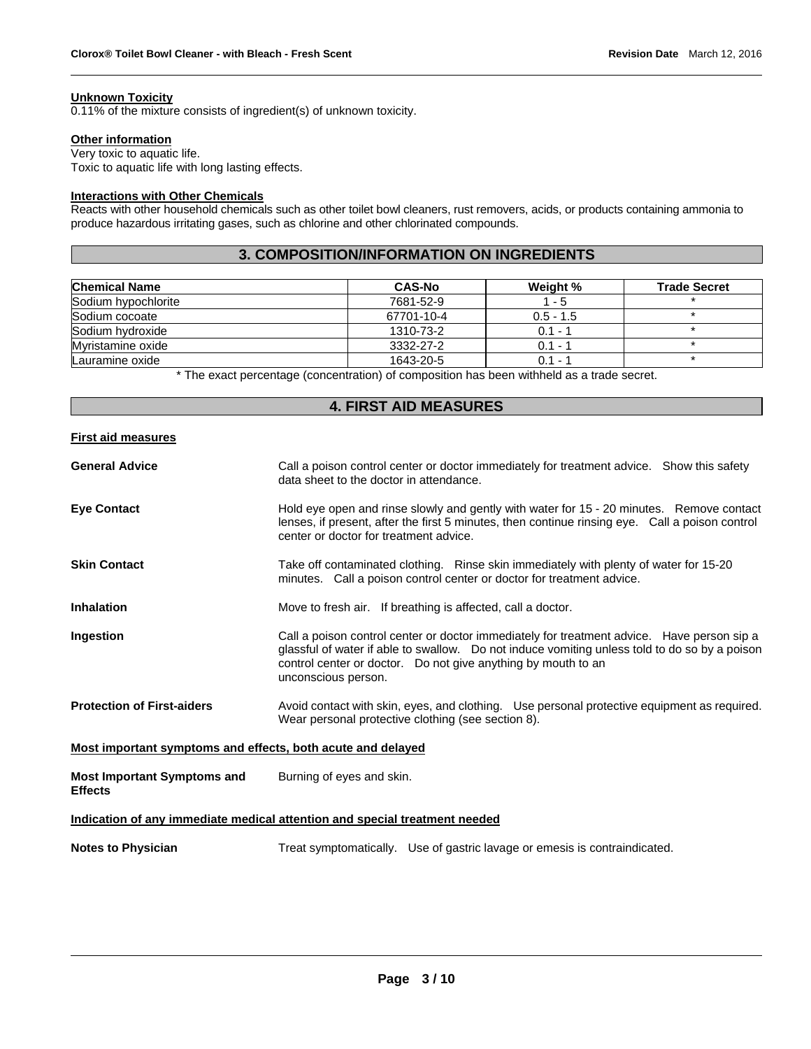**Unknown Toxicity**

0.11% of the mixture consists of ingredient(s) of unknown toxicity.

**Other information**

Very toxic to aquatic life.
Toxic to aquatic life with long lasting effects.

**Interactions with Other Chemicals**

Reacts with other household chemicals such as other toilet bowl cleaners, rust removers, acids, or products containing ammonia to produce hazardous irritating gases, such as chlorine and other chlorinated compounds.

## 3. COMPOSITION/INFORMATION ON INGREDIENTS

| Chemical Name | CAS-No | Weight % | Trade Secret |
|---|---|---|---|
| Sodium hypochlorite | 7681-52-9 | 1 - 5 | * |
| Sodium cocoate | 67701-10-4 | 0.5 - 1.5 | * |
| Sodium hydroxide | 1310-73-2 | 0.1 - 1 | * |
| Myristamine oxide | 3332-27-2 | 0.1 - 1 | * |
| Lauramine oxide | 1643-20-5 | 0.1 - 1 | * |

* The exact percentage (concentration) of composition has been withheld as a trade secret.

## 4. FIRST AID MEASURES

**First aid measures**

**General Advice** Call a poison control center or doctor immediately for treatment advice. Show this safety data sheet to the doctor in attendance.

**Eye Contact** Hold eye open and rinse slowly and gently with water for 15 - 20 minutes. Remove contact lenses, if present, after the first 5 minutes, then continue rinsing eye. Call a poison control center or doctor for treatment advice.

**Skin Contact** Take off contaminated clothing. Rinse skin immediately with plenty of water for 15-20 minutes. Call a poison control center or doctor for treatment advice.

**Inhalation** Move to fresh air. If breathing is affected, call a doctor.

**Ingestion** Call a poison control center or doctor immediately for treatment advice. Have person sip a glassful of water if able to swallow. Do not induce vomiting unless told to do so by a poison control center or doctor. Do not give anything by mouth to an unconscious person.

**Protection of First-aiders** Avoid contact with skin, eyes, and clothing. Use personal protective equipment as required. Wear personal protective clothing (see section 8).

**Most important symptoms and effects, both acute and delayed**

**Most Important Symptoms and Effects** Burning of eyes and skin.

**Indication of any immediate medical attention and special treatment needed**

**Notes to Physician** Treat symptomatically. Use of gastric lavage or emesis is contraindicated.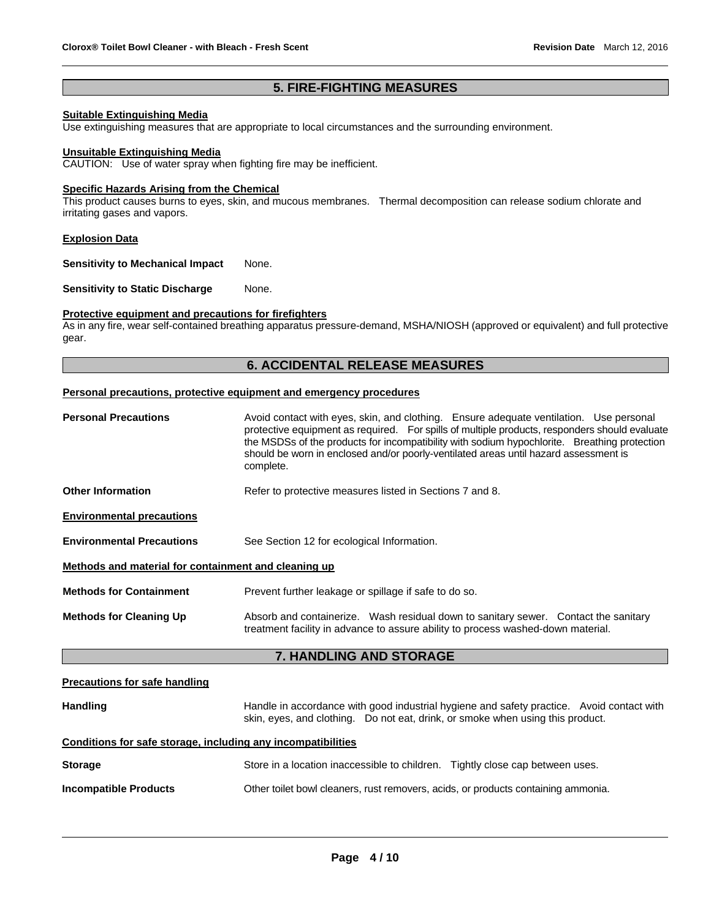## 5. FIRE-FIGHTING MEASURES

**Suitable Extinguishing Media**

Use extinguishing measures that are appropriate to local circumstances and the surrounding environment.

**Unsuitable Extinguishing Media**

CAUTION: Use of water spray when fighting fire may be inefficient.

**Specific Hazards Arising from the Chemical**

This product causes burns to eyes, skin, and mucous membranes. Thermal decomposition can release sodium chlorate and irritating gases and vapors.

**Explosion Data**

**Sensitivity to Mechanical Impact** None.

**Sensitivity to Static Discharge** None.

**Protective equipment and precautions for firefighters**

As in any fire, wear self-contained breathing apparatus pressure-demand, MSHA/NIOSH (approved or equivalent) and full protective gear.

## 6. ACCIDENTAL RELEASE MEASURES

**Personal precautions, protective equipment and emergency procedures**

**Personal Precautions** Avoid contact with eyes, skin, and clothing. Ensure adequate ventilation. Use personal protective equipment as required. For spills of multiple products, responders should evaluate the MSDSs of the products for incompatibility with sodium hypochlorite. Breathing protection should be worn in enclosed and/or poorly-ventilated areas until hazard assessment is complete.

**Other Information** Refer to protective measures listed in Sections 7 and 8.

**Environmental precautions**

**Environmental Precautions** See Section 12 for ecological Information.

**Methods and material for containment and cleaning up**

**Methods for Containment** Prevent further leakage or spillage if safe to do so.

**Methods for Cleaning Up** Absorb and containerize. Wash residual down to sanitary sewer. Contact the sanitary treatment facility in advance to assure ability to process washed-down material.

## 7. HANDLING AND STORAGE

**Precautions for safe handling**

**Handling** Handle in accordance with good industrial hygiene and safety practice. Avoid contact with skin, eyes, and clothing. Do not eat, drink, or smoke when using this product.

**Conditions for safe storage, including any incompatibilities**

**Storage** Store in a location inaccessible to children. Tightly close cap between uses.

**Incompatible Products** Other toilet bowl cleaners, rust removers, acids, or products containing ammonia.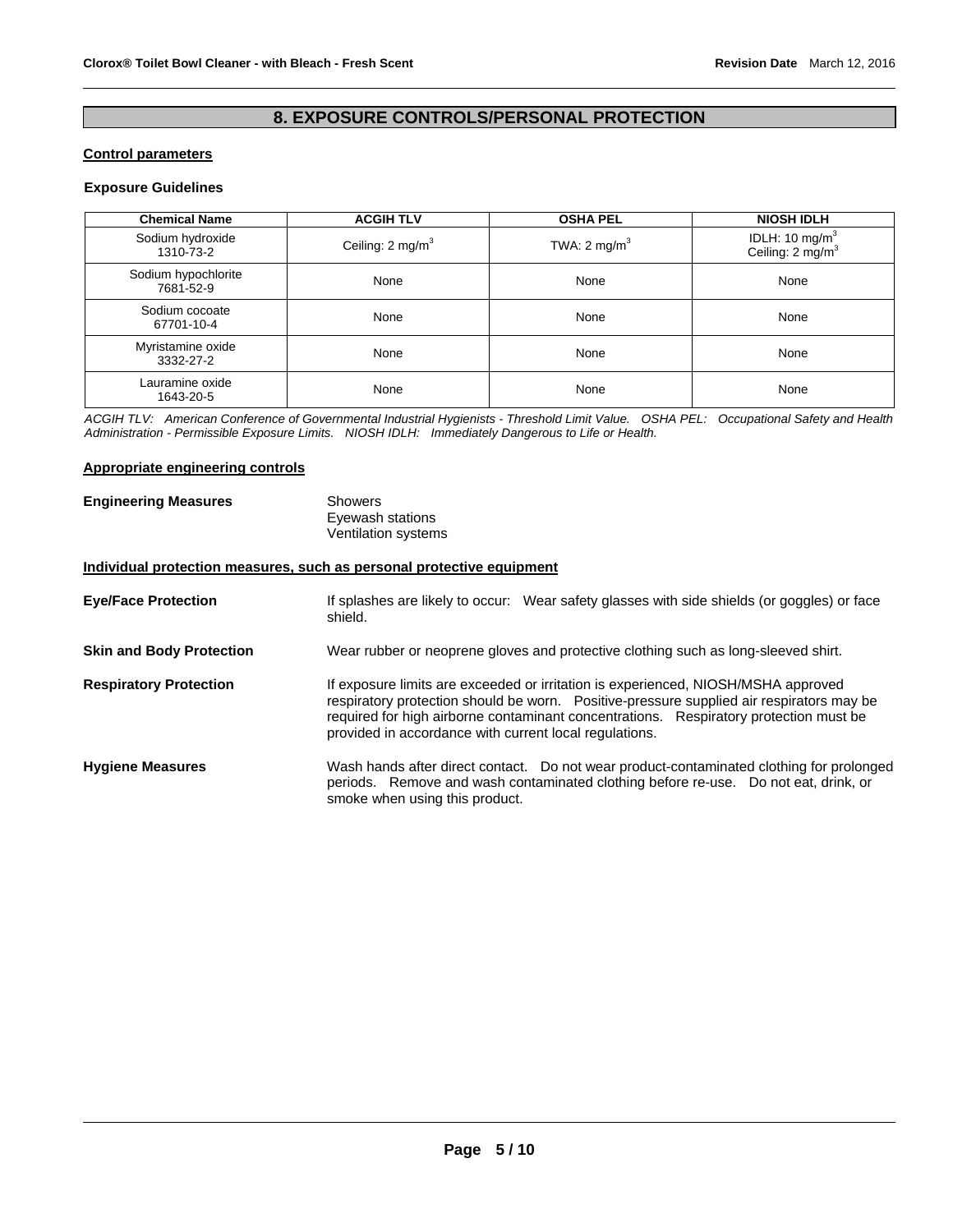## 8. EXPOSURE CONTROLS/PERSONAL PROTECTION

### Control parameters

#### Exposure Guidelines

| Chemical Name | ACGIH TLV | OSHA PEL | NIOSH IDLH |
|---|---|---|---|
| Sodium hydroxide 1310-73-2 | Ceiling: 2 $mg/m^3$ | TWA: 2 $mg/m^3$ | IDLH: 10 $mg/m^3$ Ceiling: 2 $mg/m^3$ |
| Sodium hypochlorite 7681-52-9 | None | None | None |
| Sodium cocoate 67701-10-4 | None | None | None |
| Myristamine oxide 3332-27-2 | None | None | None |
| Lauramine oxide 1643-20-5 | None | None | None |

*ACGIH TLV: American Conference of Governmental Industrial Hygienists - Threshold Limit Value. OSHA PEL: Occupational Safety and Health Administration - Permissible Exposure Limits. NIOSH IDLH: Immediately Dangerous to Life or Health.*

### Appropriate engineering controls

**Engineering Measures**

Showers
Eyewash stations
Ventilation systems

### Individual protection measures, such as personal protective equipment

**Eye/Face Protection**

If splashes are likely to occur: Wear safety glasses with side shields (or goggles) or face shield.

**Skin and Body Protection**

Wear rubber or neoprene gloves and protective clothing such as long-sleeved shirt.

**Respiratory Protection**

If exposure limits are exceeded or irritation is experienced, NIOSH/MSHA approved respiratory protection should be worn. Positive-pressure supplied air respirators may be required for high airborne contaminant concentrations. Respiratory protection must be provided in accordance with current local regulations.

**Hygiene Measures**

Wash hands after direct contact. Do not wear product-contaminated clothing for prolonged periods. Remove and wash contaminated clothing before re-use. Do not eat, drink, or smoke when using this product.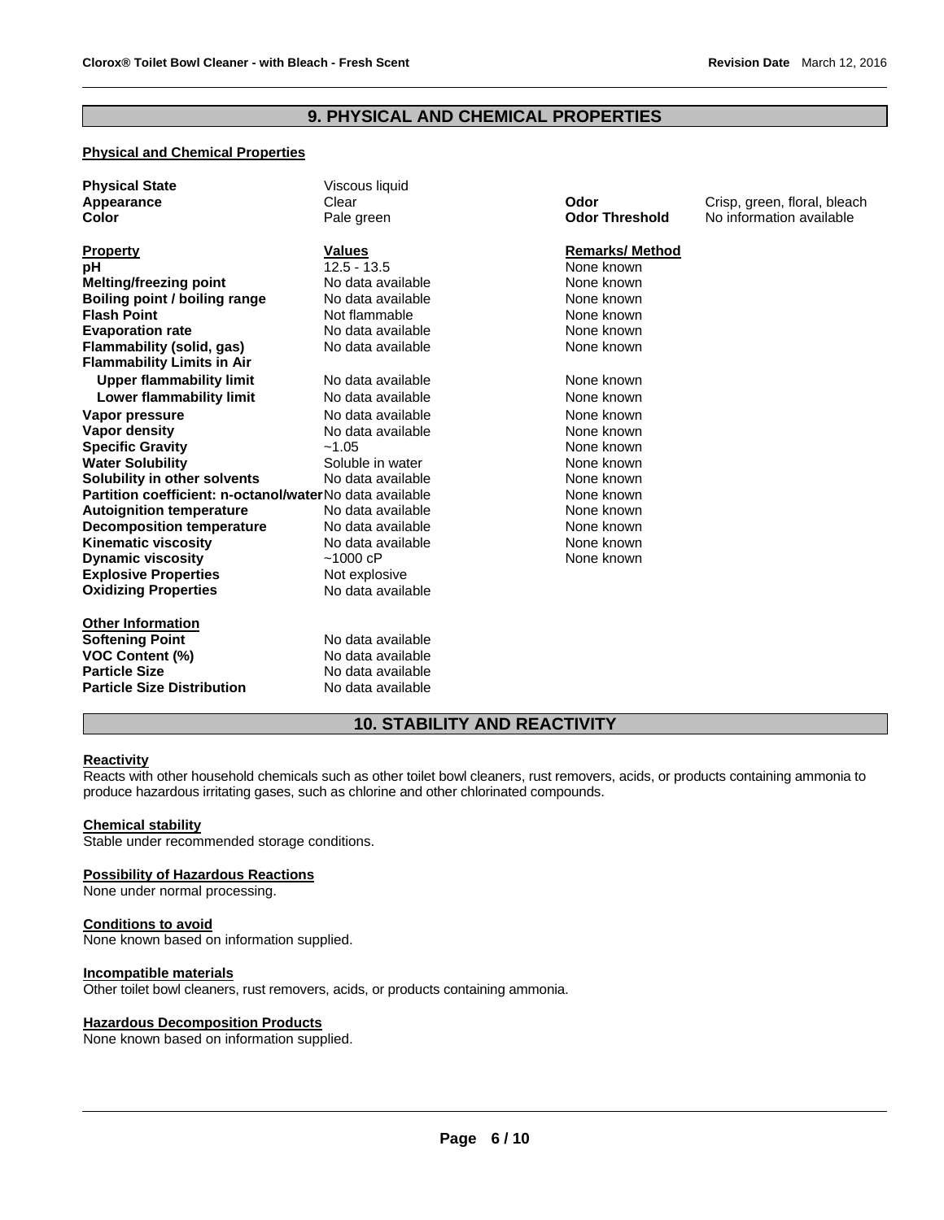## 9. PHYSICAL AND CHEMICAL PROPERTIES

**Physical and Chemical Properties**

| | | | |
|---|---|---|---|
| **Physical State** | Viscous liquid | | |
| **Appearance** | Clear | **Odor** | Crisp, green, floral, bleach |
| **Color** | Pale green | **Odor Threshold** | No information available |

| **Property** | **Values** | **Remarks/ Method** |
|---|---|---|
| **pH** | 12.5 - 13.5 | None known |
| **Melting/freezing point** | No data available | None known |
| **Boiling point / boiling range** | No data available | None known |
| **Flash Point** | Not flammable | None known |
| **Evaporation rate** | No data available | None known |
| **Flammability (solid, gas)** | No data available | None known |
| **Flammability Limits in Air** | | |
| **Upper flammability limit** | No data available | None known |
| **Lower flammability limit** | No data available | None known |
| **Vapor pressure** | No data available | None known |
| **Vapor density** | No data available | None known |
| **Specific Gravity** | ~1.05 | None known |
| **Water Solubility** | Soluble in water | None known |
| **Solubility in other solvents** | No data available | None known |
| **Partition coefficient: n-octanol/water** | No data available | None known |
| **Autoignition temperature** | No data available | None known |
| **Decomposition temperature** | No data available | None known |
| **Kinematic viscosity** | No data available | None known |
| **Dynamic viscosity** | ~1000 cP | None known |
| **Explosive Properties** | Not explosive | |
| **Oxidizing Properties** | No data available | |

**Other Information**

| | |
|---|---|
| **Softening Point** | No data available |
| **VOC Content (%)** | No data available |
| **Particle Size** | No data available |
| **Particle Size Distribution** | No data available |

## 10. STABILITY AND REACTIVITY

**Reactivity**

Reacts with other household chemicals such as other toilet bowl cleaners, rust removers, acids, or products containing ammonia to produce hazardous irritating gases, such as chlorine and other chlorinated compounds.

**Chemical stability**

Stable under recommended storage conditions.

**Possibility of Hazardous Reactions**

None under normal processing.

**Conditions to avoid**

None known based on information supplied.

**Incompatible materials**

Other toilet bowl cleaners, rust removers, acids, or products containing ammonia.

**Hazardous Decomposition Products**

None known based on information supplied.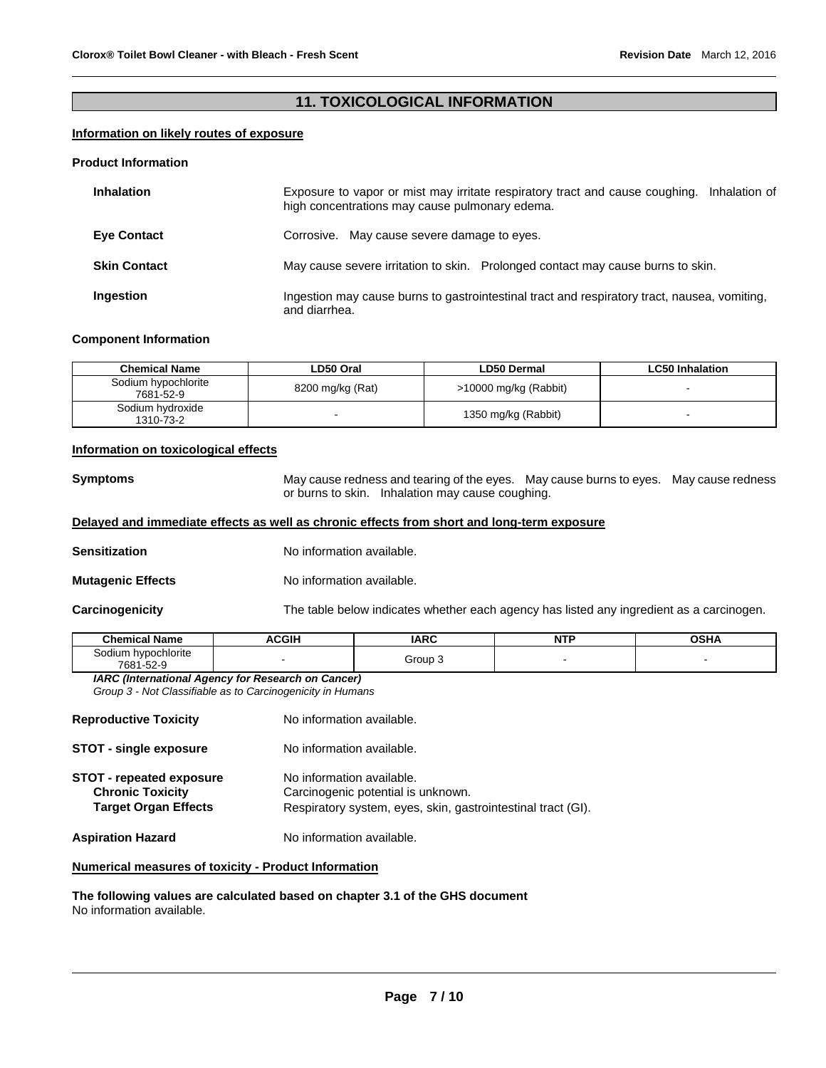## 11. TOXICOLOGICAL INFORMATION

### Information on likely routes of exposure

**Product Information**

**Inhalation** — Exposure to vapor or mist may irritate respiratory tract and cause coughing. Inhalation of high concentrations may cause pulmonary edema.

**Eye Contact** — Corrosive. May cause severe damage to eyes.

**Skin Contact** — May cause severe irritation to skin. Prolonged contact may cause burns to skin.

**Ingestion** — Ingestion may cause burns to gastrointestinal tract and respiratory tract, nausea, vomiting, and diarrhea.

**Component Information**

| Chemical Name | LD50 Oral | LD50 Dermal | LC50 Inhalation |
|---|---|---|---|
| Sodium hypochlorite 7681-52-9 | 8200 mg/kg (Rat) | >10000 mg/kg (Rabbit) | - |
| Sodium hydroxide 1310-73-2 | - | 1350 mg/kg (Rabbit) | - |

### Information on toxicological effects

**Symptoms** — May cause redness and tearing of the eyes. May cause burns to eyes. May cause redness or burns to skin. Inhalation may cause coughing.

### Delayed and immediate effects as well as chronic effects from short and long-term exposure

**Sensitization** — No information available.

**Mutagenic Effects** — No information available.

**Carcinogenicity** — The table below indicates whether each agency has listed any ingredient as a carcinogen.

| Chemical Name | ACGIH | IARC | NTP | OSHA |
|---|---|---|---|---|
| Sodium hypochlorite 7681-52-9 | - | Group 3 | - | - |

***IARC (International Agency for Research on Cancer)***
*Group 3 - Not Classifiable as to Carcinogenicity in Humans*

**Reproductive Toxicity** — No information available.

**STOT - single exposure** — No information available.

**STOT - repeated exposure** — No information available.
**Chronic Toxicity** — Carcinogenic potential is unknown.
**Target Organ Effects** — Respiratory system, eyes, skin, gastrointestinal tract (GI).

**Aspiration Hazard** — No information available.

### Numerical measures of toxicity - Product Information

**The following values are calculated based on chapter 3.1 of the GHS document**
No information available.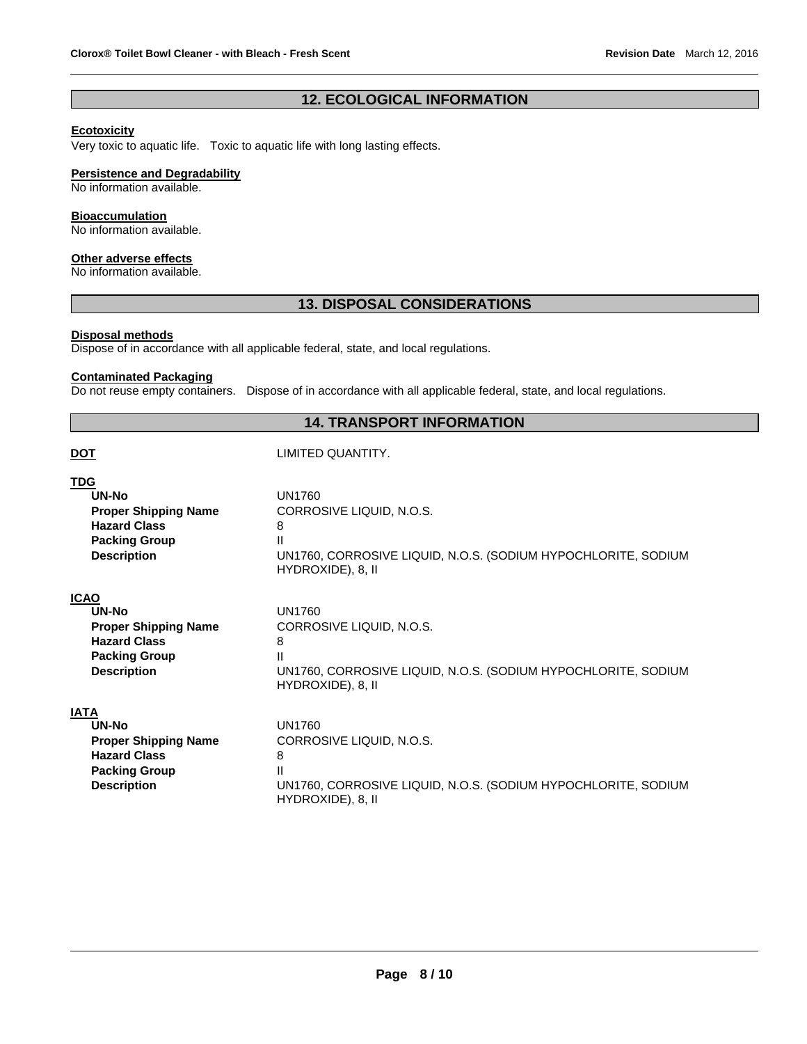## 12. ECOLOGICAL INFORMATION

**Ecotoxicity**
Very toxic to aquatic life. Toxic to aquatic life with long lasting effects.

**Persistence and Degradability**
No information available.

**Bioaccumulation**
No information available.

**Other adverse effects**
No information available.

## 13. DISPOSAL CONSIDERATIONS

**Disposal methods**
Dispose of in accordance with all applicable federal, state, and local regulations.

**Contaminated Packaging**
Do not reuse empty containers. Dispose of in accordance with all applicable federal, state, and local regulations.

## 14. TRANSPORT INFORMATION

**DOT** LIMITED QUANTITY.

**TDG**

| | |
|---|---|
| **UN-No** | UN1760 |
| **Proper Shipping Name** | CORROSIVE LIQUID, N.O.S. |
| **Hazard Class** | 8 |
| **Packing Group** | II |
| **Description** | UN1760, CORROSIVE LIQUID, N.O.S. (SODIUM HYPOCHLORITE, SODIUM HYDROXIDE), 8, II |

**ICAO**

| | |
|---|---|
| **UN-No** | UN1760 |
| **Proper Shipping Name** | CORROSIVE LIQUID, N.O.S. |
| **Hazard Class** | 8 |
| **Packing Group** | II |
| **Description** | UN1760, CORROSIVE LIQUID, N.O.S. (SODIUM HYPOCHLORITE, SODIUM HYDROXIDE), 8, II |

**IATA**

| | |
|---|---|
| **UN-No** | UN1760 |
| **Proper Shipping Name** | CORROSIVE LIQUID, N.O.S. |
| **Hazard Class** | 8 |
| **Packing Group** | II |
| **Description** | UN1760, CORROSIVE LIQUID, N.O.S. (SODIUM HYPOCHLORITE, SODIUM HYDROXIDE), 8, II |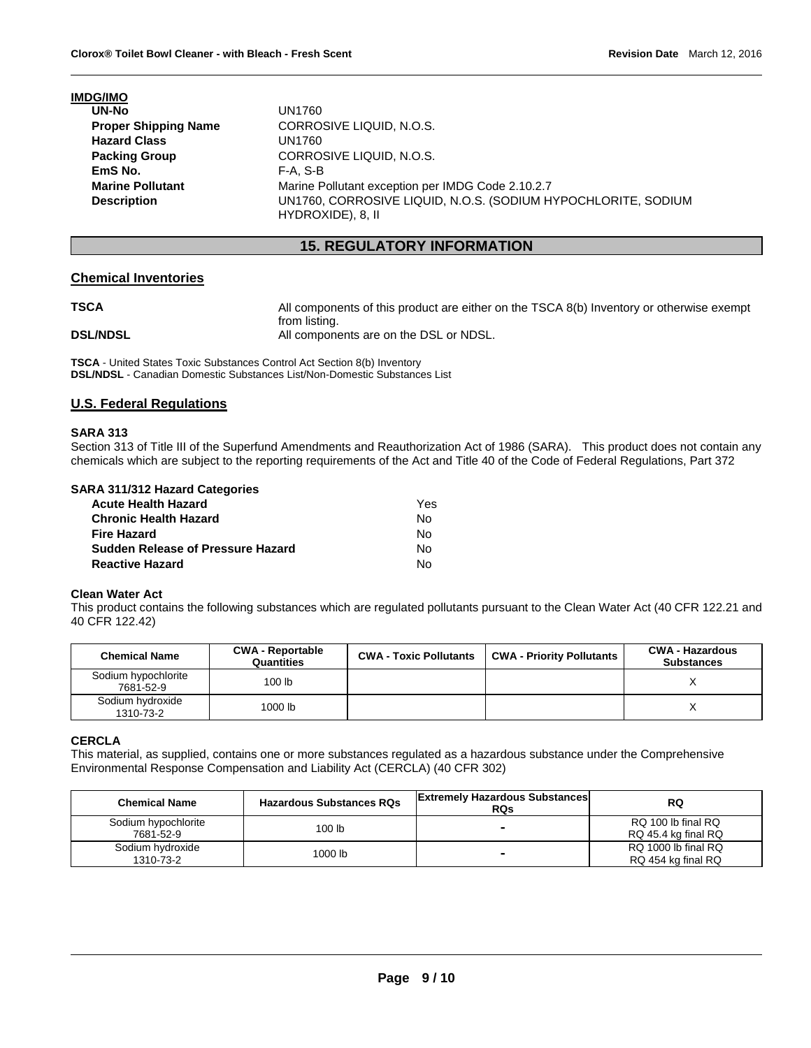**IMDG/IMO**

| | |
|---|---|
| **UN-No** | UN1760 |
| **Proper Shipping Name** | CORROSIVE LIQUID, N.O.S. |
| **Hazard Class** | UN1760 |
| **Packing Group** | CORROSIVE LIQUID, N.O.S. |
| **EmS No.** | F-A, S-B |
| **Marine Pollutant** | Marine Pollutant exception per IMDG Code 2.10.2.7 |
| **Description** | UN1760, CORROSIVE LIQUID, N.O.S. (SODIUM HYPOCHLORITE, SODIUM HYDROXIDE), 8, II |

## 15. REGULATORY INFORMATION

### Chemical Inventories

| | |
|---|---|
| **TSCA** | All components of this product are either on the TSCA 8(b) Inventory or otherwise exempt from listing. |
| **DSL/NDSL** | All components are on the DSL or NDSL. |

**TSCA** - United States Toxic Substances Control Act Section 8(b) Inventory
**DSL/NDSL** - Canadian Domestic Substances List/Non-Domestic Substances List

### U.S. Federal Regulations

**SARA 313**
Section 313 of Title III of the Superfund Amendments and Reauthorization Act of 1986 (SARA). This product does not contain any chemicals which are subject to the reporting requirements of the Act and Title 40 of the Code of Federal Regulations, Part 372

**SARA 311/312 Hazard Categories**

| | |
|---|---|
| **Acute Health Hazard** | Yes |
| **Chronic Health Hazard** | No |
| **Fire Hazard** | No |
| **Sudden Release of Pressure Hazard** | No |
| **Reactive Hazard** | No |

**Clean Water Act**
This product contains the following substances which are regulated pollutants pursuant to the Clean Water Act (40 CFR 122.21 and 40 CFR 122.42)

| Chemical Name | CWA - Reportable Quantities | CWA - Toxic Pollutants | CWA - Priority Pollutants | CWA - Hazardous Substances |
|---|---|---|---|---|
| Sodium hypochlorite 7681-52-9 | 100 lb | | | X |
| Sodium hydroxide 1310-73-2 | 1000 lb | | | X |

**CERCLA**
This material, as supplied, contains one or more substances regulated as a hazardous substance under the Comprehensive Environmental Response Compensation and Liability Act (CERCLA) (40 CFR 302)

| Chemical Name | Hazardous Substances RQs | Extremely Hazardous Substances RQs | RQ |
|---|---|---|---|
| Sodium hypochlorite 7681-52-9 | 100 lb | - | RQ 100 lb final RQ RQ 45.4 kg final RQ |
| Sodium hydroxide 1310-73-2 | 1000 lb | - | RQ 1000 lb final RQ RQ 454 kg final RQ |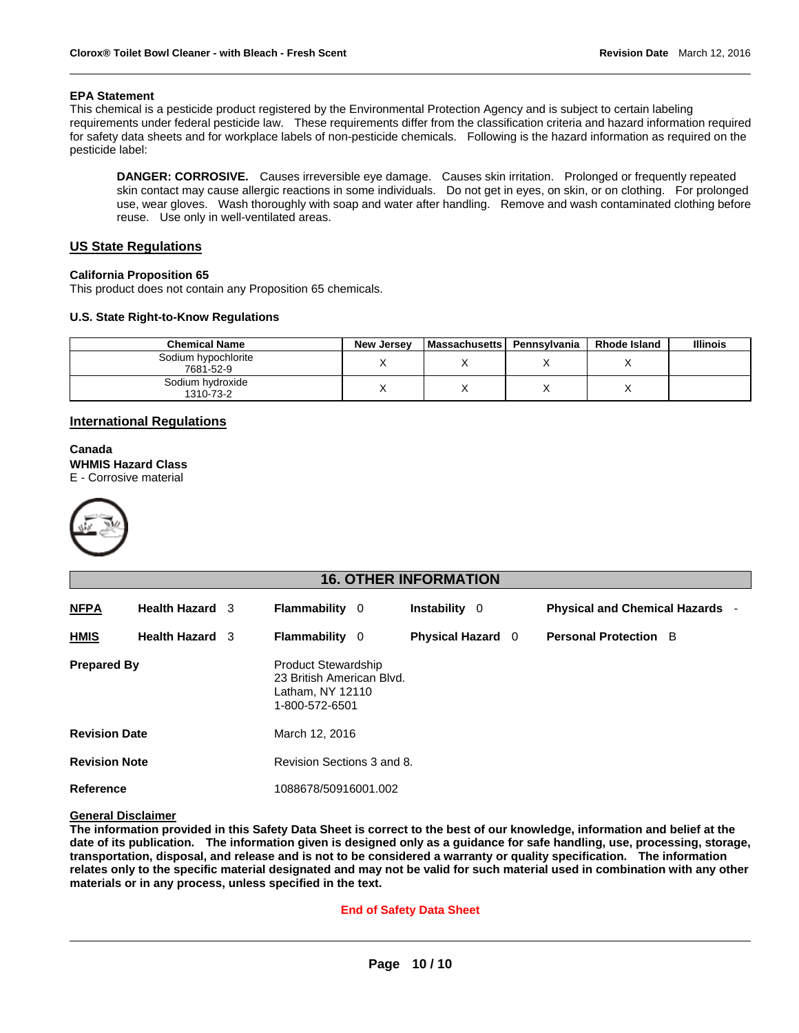### EPA Statement

This chemical is a pesticide product registered by the Environmental Protection Agency and is subject to certain labeling requirements under federal pesticide law. These requirements differ from the classification criteria and hazard information required for safety data sheets and for workplace labels of non-pesticide chemicals. Following is the hazard information as required on the pesticide label:

> **DANGER: CORROSIVE.** Causes irreversible eye damage. Causes skin irritation. Prolonged or frequently repeated skin contact may cause allergic reactions in some individuals. Do not get in eyes, on skin, or on clothing. For prolonged use, wear gloves. Wash thoroughly with soap and water after handling. Remove and wash contaminated clothing before reuse. Use only in well-ventilated areas.

## US State Regulations

### California Proposition 65

This product does not contain any Proposition 65 chemicals.

### U.S. State Right-to-Know Regulations

| Chemical Name | New Jersey | Massachusetts | Pennsylvania | Rhode Island | Illinois |
|---|---|---|---|---|---|
| Sodium hypochlorite 7681-52-9 | X | X | X | X | |
| Sodium hydroxide 1310-73-2 | X | X | X | X | |

## International Regulations

**Canada**
**WHMIS Hazard Class**
E - Corrosive material

## 16. OTHER INFORMATION

| | | | | |
|---|---|---|---|---|
| **NFPA** | **Health Hazard** 3 | **Flammability** 0 | **Instability** 0 | **Physical and Chemical Hazards** - |
| **HMIS** | **Health Hazard** 3 | **Flammability** 0 | **Physical Hazard** 0 | **Personal Protection** B |

**Prepared By**
Product Stewardship
23 British American Blvd.
Latham, NY 12110
1-800-572-6501

**Revision Date** March 12, 2016

**Revision Note** Revision Sections 3 and 8.

**Reference** 1088678/50916001.002

**General Disclaimer**

**The information provided in this Safety Data Sheet is correct to the best of our knowledge, information and belief at the date of its publication. The information given is designed only as a guidance for safe handling, use, processing, storage, transportation, disposal, and release and is not to be considered a warranty or quality specification. The information relates only to the specific material designated and may not be valid for such material used in combination with any other materials or in any process, unless specified in the text.**

**End of Safety Data Sheet**